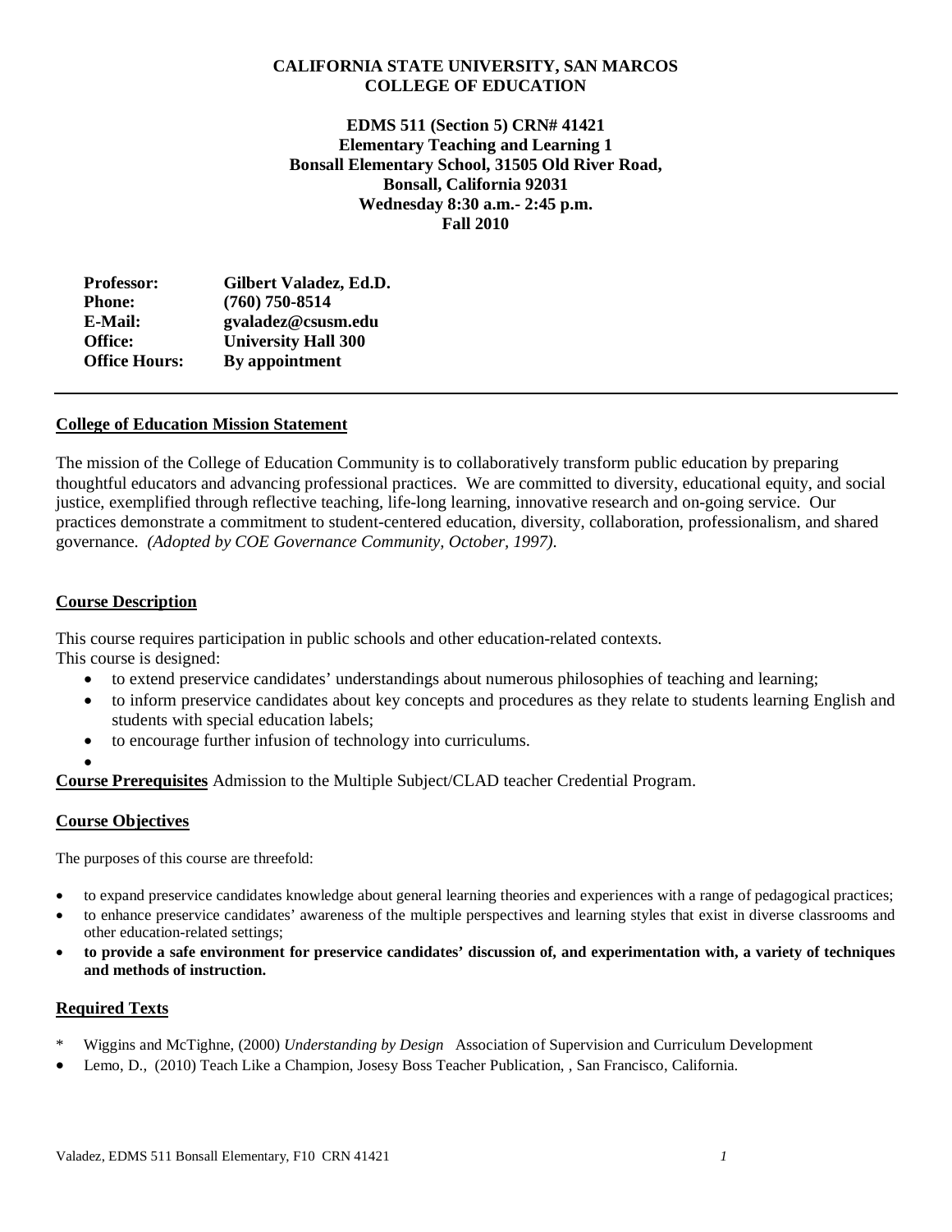**CALIFORNIA STATE UNIVERSITY, SAN MARCOS**
**COLLEGE OF EDUCATION**

**EDMS 511 (Section 5) CRN# 41421**
**Elementary Teaching and Learning 1**
**Bonsall Elementary School, 31505 Old River Road,**
**Bonsall, California 92031**
**Wednesday 8:30 a.m.- 2:45 p.m.**
**Fall 2010**

| | |
|---|---|
| **Professor:** | **Gilbert Valadez, Ed.D.** |
| **Phone:** | **(760) 750-8514** |
| **E-Mail:** | **gvaladez@csusm.edu** |
| **Office:** | **University Hall 300** |
| **Office Hours:** | **By appointment** |

---

## College of Education Mission Statement

The mission of the College of Education Community is to collaboratively transform public education by preparing thoughtful educators and advancing professional practices. We are committed to diversity, educational equity, and social justice, exemplified through reflective teaching, life-long learning, innovative research and on-going service. Our practices demonstrate a commitment to student-centered education, diversity, collaboration, professionalism, and shared governance. *(Adopted by COE Governance Community, October, 1997).*

## Course Description

This course requires participation in public schools and other education-related contexts.
This course is designed:

- to extend preservice candidates' understandings about numerous philosophies of teaching and learning;
- to inform preservice candidates about key concepts and procedures as they relate to students learning English and students with special education labels;
- to encourage further infusion of technology into curriculums.

**Course Prerequisites** Admission to the Multiple Subject/CLAD teacher Credential Program.

## Course Objectives

The purposes of this course are threefold:

- to expand preservice candidates knowledge about general learning theories and experiences with a range of pedagogical practices;
- to enhance preservice candidates' awareness of the multiple perspectives and learning styles that exist in diverse classrooms and other education-related settings;
- **to provide a safe environment for preservice candidates' discussion of, and experimentation with, a variety of techniques and methods of instruction.**

## Required Texts

* Wiggins and McTighne, (2000) *Understanding by Design* Association of Supervision and Curriculum Development
- Lemo, D., (2010) Teach Like a Champion, Josesy Boss Teacher Publication, , San Francisco, California.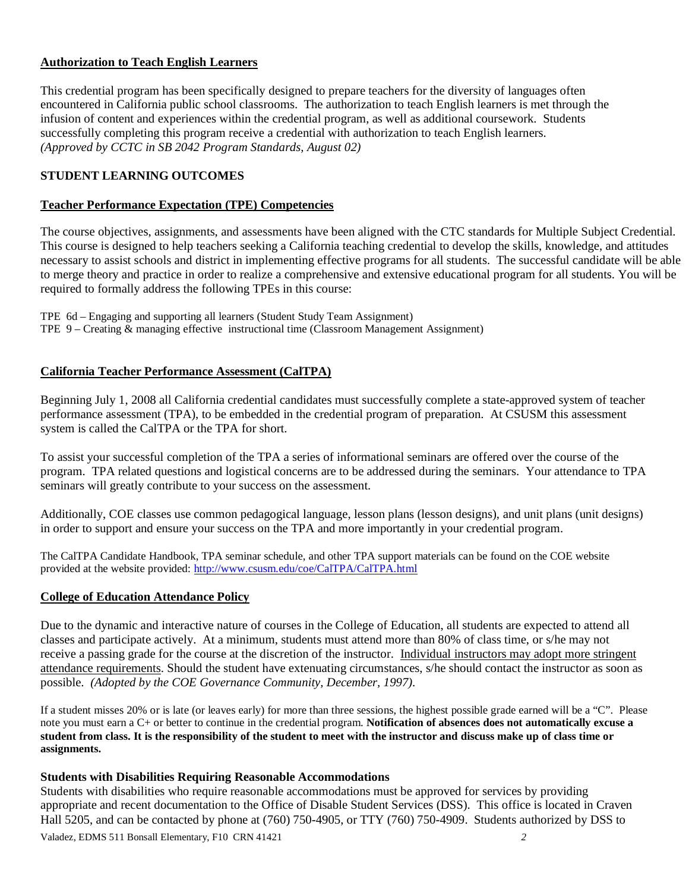## Authorization to Teach English Learners

This credential program has been specifically designed to prepare teachers for the diversity of languages often encountered in California public school classrooms. The authorization to teach English learners is met through the infusion of content and experiences within the credential program, as well as additional coursework. Students successfully completing this program receive a credential with authorization to teach English learners. *(Approved by CCTC in SB 2042 Program Standards, August 02)*

## STUDENT LEARNING OUTCOMES

### Teacher Performance Expectation (TPE) Competencies

The course objectives, assignments, and assessments have been aligned with the CTC standards for Multiple Subject Credential. This course is designed to help teachers seeking a California teaching credential to develop the skills, knowledge, and attitudes necessary to assist schools and district in implementing effective programs for all students. The successful candidate will be able to merge theory and practice in order to realize a comprehensive and extensive educational program for all students. You will be required to formally address the following TPEs in this course:

TPE 6d – Engaging and supporting all learners (Student Study Team Assignment)
TPE 9 – Creating & managing effective instructional time (Classroom Management Assignment)

### California Teacher Performance Assessment (CalTPA)

Beginning July 1, 2008 all California credential candidates must successfully complete a state-approved system of teacher performance assessment (TPA), to be embedded in the credential program of preparation. At CSUSM this assessment system is called the CalTPA or the TPA for short.

To assist your successful completion of the TPA a series of informational seminars are offered over the course of the program. TPA related questions and logistical concerns are to be addressed during the seminars. Your attendance to TPA seminars will greatly contribute to your success on the assessment.

Additionally, COE classes use common pedagogical language, lesson plans (lesson designs), and unit plans (unit designs) in order to support and ensure your success on the TPA and more importantly in your credential program.

The CalTPA Candidate Handbook, TPA seminar schedule, and other TPA support materials can be found on the COE website provided at the website provided: http://www.csusm.edu/coe/CalTPA/CalTPA.html

### College of Education Attendance Policy

Due to the dynamic and interactive nature of courses in the College of Education, all students are expected to attend all classes and participate actively. At a minimum, students must attend more than 80% of class time, or s/he may not receive a passing grade for the course at the discretion of the instructor. Individual instructors may adopt more stringent attendance requirements. Should the student have extenuating circumstances, s/he should contact the instructor as soon as possible. *(Adopted by the COE Governance Community, December, 1997).*

If a student misses 20% or is late (or leaves early) for more than three sessions, the highest possible grade earned will be a "C". Please note you must earn a C+ or better to continue in the credential program. **Notification of absences does not automatically excuse a student from class. It is the responsibility of the student to meet with the instructor and discuss make up of class time or assignments.**

### Students with Disabilities Requiring Reasonable Accommodations

Students with disabilities who require reasonable accommodations must be approved for services by providing appropriate and recent documentation to the Office of Disable Student Services (DSS). This office is located in Craven Hall 5205, and can be contacted by phone at (760) 750-4905, or TTY (760) 750-4909. Students authorized by DSS to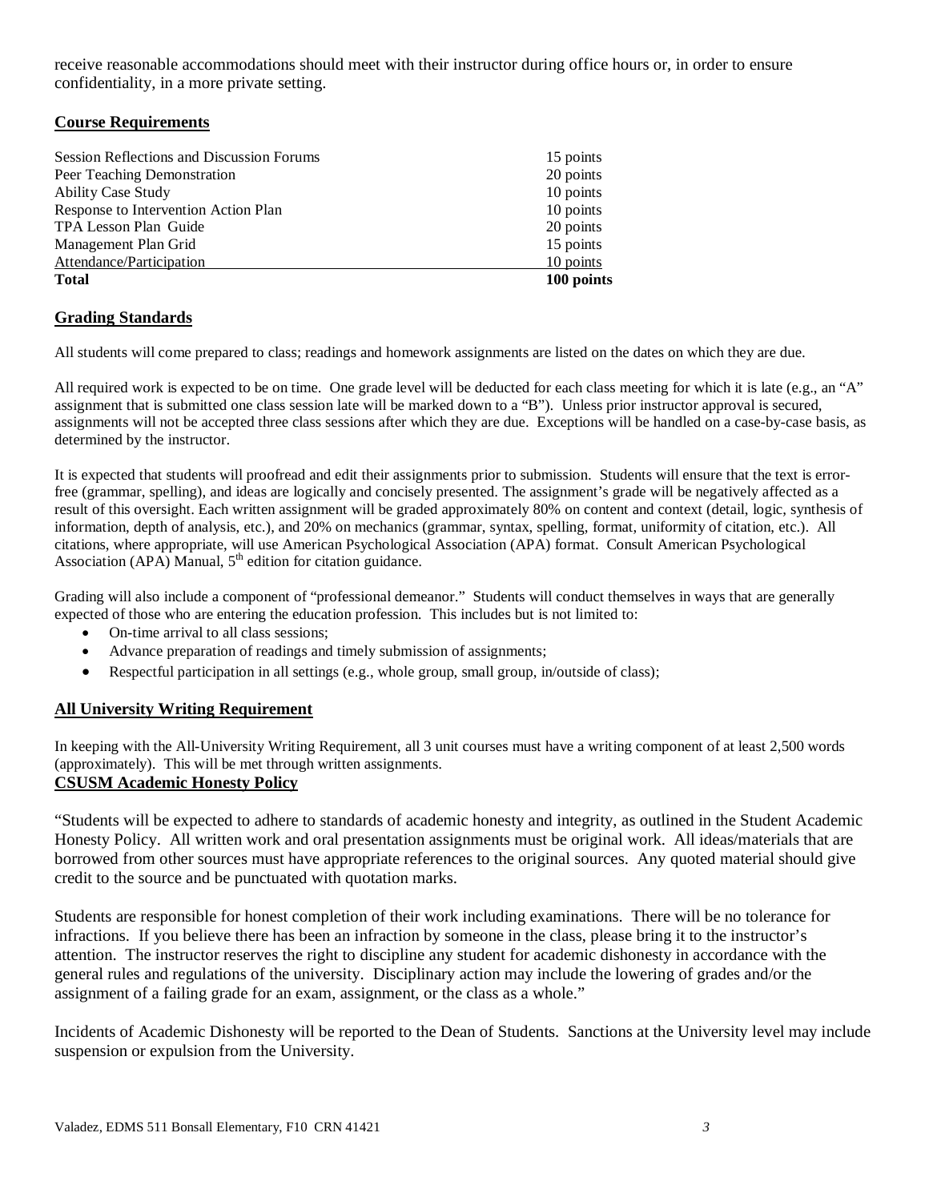receive reasonable accommodations should meet with their instructor during office hours or, in order to ensure confidentiality, in a more private setting.

## Course Requirements

| | |
|---|---|
| Session Reflections and Discussion Forums | 15 points |
| Peer Teaching Demonstration | 20 points |
| Ability Case Study | 10 points |
| Response to Intervention Action Plan | 10 points |
| TPA Lesson Plan Guide | 20 points |
| Management Plan Grid | 15 points |
| Attendance/Participation | 10 points |
| **Total** | **100 points** |

## Grading Standards

All students will come prepared to class; readings and homework assignments are listed on the dates on which they are due.

All required work is expected to be on time. One grade level will be deducted for each class meeting for which it is late (e.g., an "A" assignment that is submitted one class session late will be marked down to a "B"). Unless prior instructor approval is secured, assignments will not be accepted three class sessions after which they are due. Exceptions will be handled on a case-by-case basis, as determined by the instructor.

It is expected that students will proofread and edit their assignments prior to submission. Students will ensure that the text is error-free (grammar, spelling), and ideas are logically and concisely presented. The assignment's grade will be negatively affected as a result of this oversight. Each written assignment will be graded approximately 80% on content and context (detail, logic, synthesis of information, depth of analysis, etc.), and 20% on mechanics (grammar, syntax, spelling, format, uniformity of citation, etc.). All citations, where appropriate, will use American Psychological Association (APA) format. Consult American Psychological Association (APA) Manual, 5th edition for citation guidance.

Grading will also include a component of "professional demeanor." Students will conduct themselves in ways that are generally expected of those who are entering the education profession. This includes but is not limited to:

- On-time arrival to all class sessions;
- Advance preparation of readings and timely submission of assignments;
- Respectful participation in all settings (e.g., whole group, small group, in/outside of class);

## All University Writing Requirement

In keeping with the All-University Writing Requirement, all 3 unit courses must have a writing component of at least 2,500 words (approximately). This will be met through written assignments.

## CSUSM Academic Honesty Policy

"Students will be expected to adhere to standards of academic honesty and integrity, as outlined in the Student Academic Honesty Policy. All written work and oral presentation assignments must be original work. All ideas/materials that are borrowed from other sources must have appropriate references to the original sources. Any quoted material should give credit to the source and be punctuated with quotation marks.

Students are responsible for honest completion of their work including examinations. There will be no tolerance for infractions. If you believe there has been an infraction by someone in the class, please bring it to the instructor's attention. The instructor reserves the right to discipline any student for academic dishonesty in accordance with the general rules and regulations of the university. Disciplinary action may include the lowering of grades and/or the assignment of a failing grade for an exam, assignment, or the class as a whole."

Incidents of Academic Dishonesty will be reported to the Dean of Students. Sanctions at the University level may include suspension or expulsion from the University.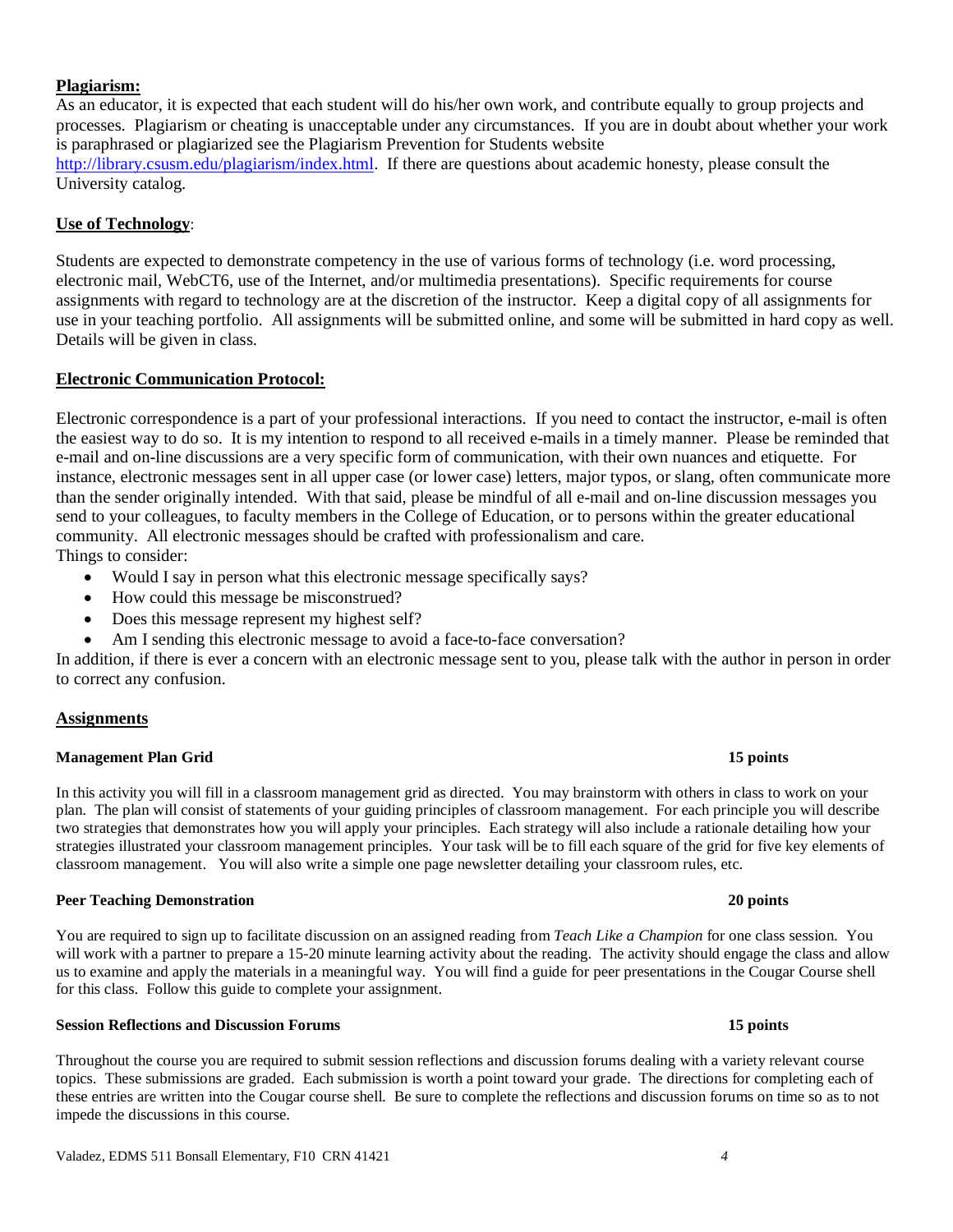**Plagiarism:**

As an educator, it is expected that each student will do his/her own work, and contribute equally to group projects and processes. Plagiarism or cheating is unacceptable under any circumstances. If you are in doubt about whether your work is paraphrased or plagiarized see the Plagiarism Prevention for Students website http://library.csusm.edu/plagiarism/index.html. If there are questions about academic honesty, please consult the University catalog.

**Use of Technology**:

Students are expected to demonstrate competency in the use of various forms of technology (i.e. word processing, electronic mail, WebCT6, use of the Internet, and/or multimedia presentations). Specific requirements for course assignments with regard to technology are at the discretion of the instructor. Keep a digital copy of all assignments for use in your teaching portfolio. All assignments will be submitted online, and some will be submitted in hard copy as well. Details will be given in class.

**Electronic Communication Protocol:**

Electronic correspondence is a part of your professional interactions. If you need to contact the instructor, e-mail is often the easiest way to do so. It is my intention to respond to all received e-mails in a timely manner. Please be reminded that e-mail and on-line discussions are a very specific form of communication, with their own nuances and etiquette. For instance, electronic messages sent in all upper case (or lower case) letters, major typos, or slang, often communicate more than the sender originally intended. With that said, please be mindful of all e-mail and on-line discussion messages you send to your colleagues, to faculty members in the College of Education, or to persons within the greater educational community. All electronic messages should be crafted with professionalism and care.

Things to consider:

- Would I say in person what this electronic message specifically says?
- How could this message be misconstrued?
- Does this message represent my highest self?
- Am I sending this electronic message to avoid a face-to-face conversation?

In addition, if there is ever a concern with an electronic message sent to you, please talk with the author in person in order to correct any confusion.

**Assignments**

**Management Plan Grid** **15 points**

In this activity you will fill in a classroom management grid as directed. You may brainstorm with others in class to work on your plan. The plan will consist of statements of your guiding principles of classroom management. For each principle you will describe two strategies that demonstrates how you will apply your principles. Each strategy will also include a rationale detailing how your strategies illustrated your classroom management principles. Your task will be to fill each square of the grid for five key elements of classroom management. You will also write a simple one page newsletter detailing your classroom rules, etc.

**Peer Teaching Demonstration** **20 points**

You are required to sign up to facilitate discussion on an assigned reading from *Teach Like a Champion* for one class session. You will work with a partner to prepare a 15-20 minute learning activity about the reading. The activity should engage the class and allow us to examine and apply the materials in a meaningful way. You will find a guide for peer presentations in the Cougar Course shell for this class. Follow this guide to complete your assignment.

**Session Reflections and Discussion Forums** **15 points**

Throughout the course you are required to submit session reflections and discussion forums dealing with a variety relevant course topics. These submissions are graded. Each submission is worth a point toward your grade. The directions for completing each of these entries are written into the Cougar course shell. Be sure to complete the reflections and discussion forums on time so as to not impede the discussions in this course.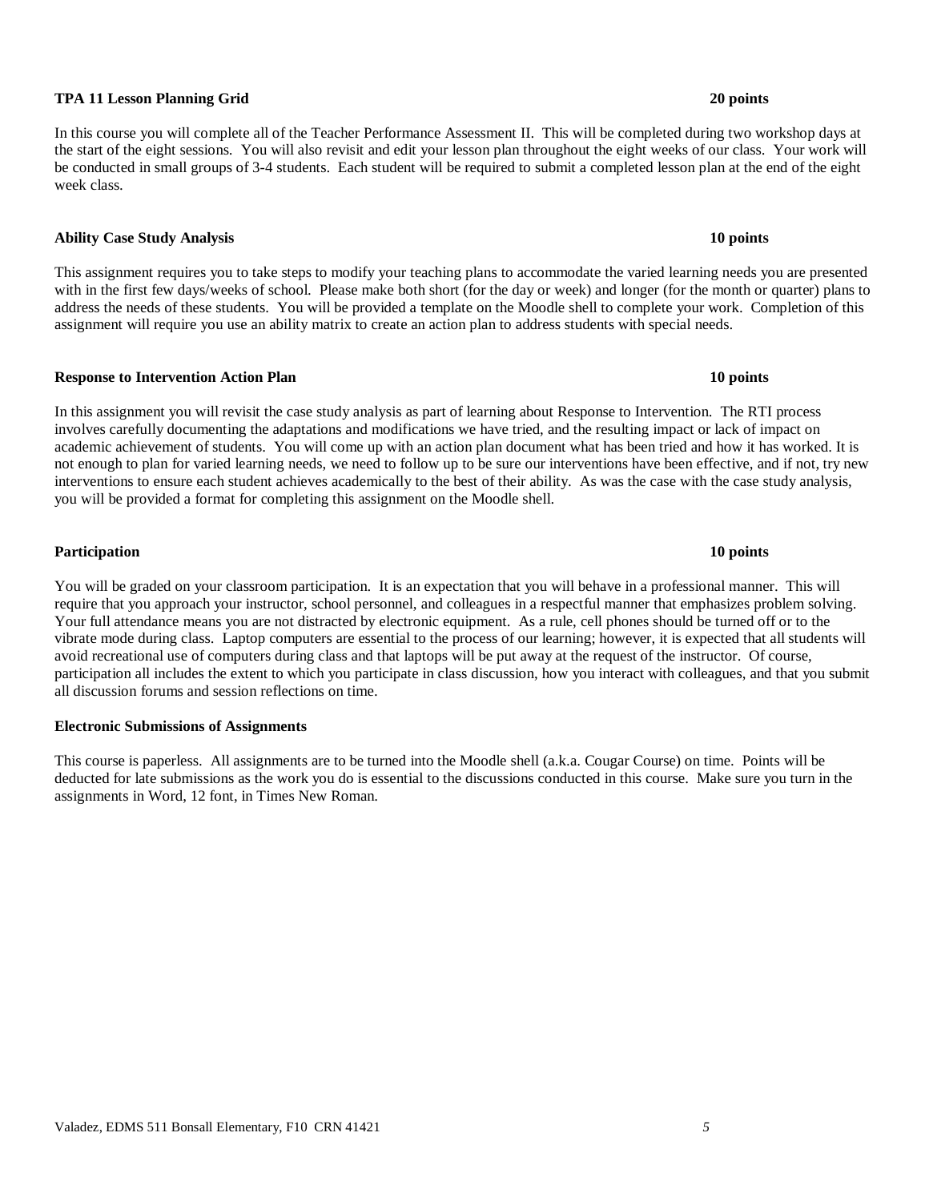**TPA 11 Lesson Planning Grid** **20 points**

In this course you will complete all of the Teacher Performance Assessment II. This will be completed during two workshop days at the start of the eight sessions. You will also revisit and edit your lesson plan throughout the eight weeks of our class. Your work will be conducted in small groups of 3-4 students. Each student will be required to submit a completed lesson plan at the end of the eight week class.

**Ability Case Study Analysis** **10 points**

This assignment requires you to take steps to modify your teaching plans to accommodate the varied learning needs you are presented with in the first few days/weeks of school. Please make both short (for the day or week) and longer (for the month or quarter) plans to address the needs of these students. You will be provided a template on the Moodle shell to complete your work. Completion of this assignment will require you use an ability matrix to create an action plan to address students with special needs.

**Response to Intervention Action Plan** **10 points**

In this assignment you will revisit the case study analysis as part of learning about Response to Intervention. The RTI process involves carefully documenting the adaptations and modifications we have tried, and the resulting impact or lack of impact on academic achievement of students. You will come up with an action plan document what has been tried and how it has worked. It is not enough to plan for varied learning needs, we need to follow up to be sure our interventions have been effective, and if not, try new interventions to ensure each student achieves academically to the best of their ability. As was the case with the case study analysis, you will be provided a format for completing this assignment on the Moodle shell.

**Participation** **10 points**

You will be graded on your classroom participation. It is an expectation that you will behave in a professional manner. This will require that you approach your instructor, school personnel, and colleagues in a respectful manner that emphasizes problem solving. Your full attendance means you are not distracted by electronic equipment. As a rule, cell phones should be turned off or to the vibrate mode during class. Laptop computers are essential to the process of our learning; however, it is expected that all students will avoid recreational use of computers during class and that laptops will be put away at the request of the instructor. Of course, participation all includes the extent to which you participate in class discussion, how you interact with colleagues, and that you submit all discussion forums and session reflections on time.

**Electronic Submissions of Assignments**

This course is paperless. All assignments are to be turned into the Moodle shell (a.k.a. Cougar Course) on time. Points will be deducted for late submissions as the work you do is essential to the discussions conducted in this course. Make sure you turn in the assignments in Word, 12 font, in Times New Roman.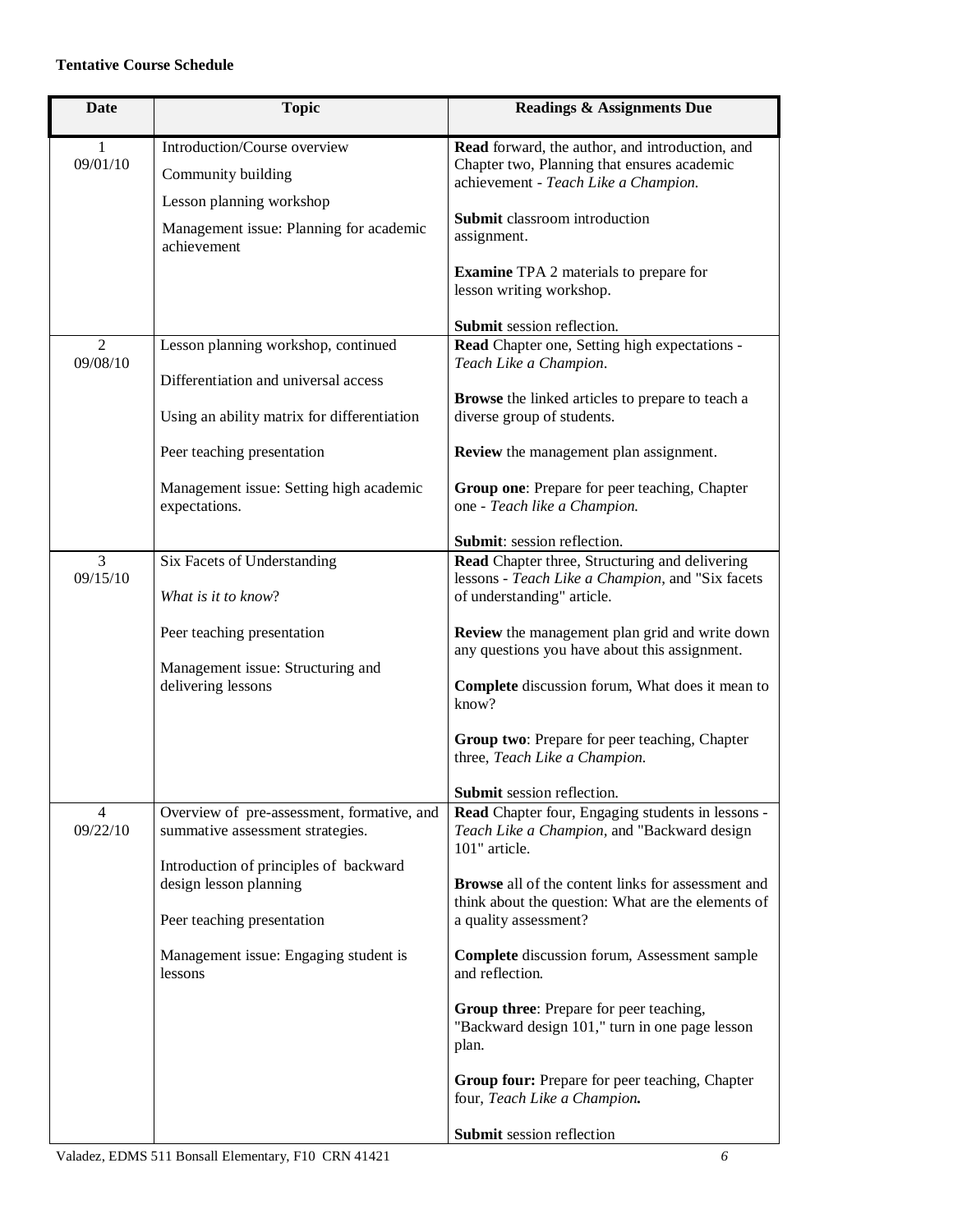**Tentative Course Schedule**

| Date | Topic | Readings & Assignments Due |
|---|---|---|
| 1<br>09/01/10 | Introduction/Course overview<br><br>Community building<br><br>Lesson planning workshop<br><br>Management issue: Planning for academic achievement | **Read** forward, the author, and introduction, and Chapter two, Planning that ensures academic achievement - *Teach Like a Champion.*<br><br>**Submit** classroom introduction assignment.<br><br>**Examine** TPA 2 materials to prepare for lesson writing workshop.<br><br>**Submit** session reflection. |
| 2<br>09/08/10 | Lesson planning workshop, continued<br><br>Differentiation and universal access<br><br>Using an ability matrix for differentiation<br><br>Peer teaching presentation<br><br>Management issue: Setting high academic expectations. | **Read** Chapter one, Setting high expectations - *Teach Like a Champion*.<br><br>**Browse** the linked articles to prepare to teach a diverse group of students.<br><br>**Review** the management plan assignment.<br><br>**Group one**: Prepare for peer teaching, Chapter one - *Teach like a Champion.*<br><br>**Submit**: session reflection. |
| 3<br>09/15/10 | Six Facets of Understanding<br><br>*What is it to know*?<br><br>Peer teaching presentation<br><br>Management issue: Structuring and delivering lessons | **Read** Chapter three, Structuring and delivering lessons - *Teach Like a Champion*, and "Six facets of understanding" article.<br><br>**Review** the management plan grid and write down any questions you have about this assignment.<br><br>**Complete** discussion forum, What does it mean to know?<br><br>**Group two**: Prepare for peer teaching, Chapter three, *Teach Like a Champion.*<br><br>**Submit** session reflection. |
| 4<br>09/22/10 | Overview of pre-assessment, formative, and summative assessment strategies.<br><br>Introduction of principles of backward design lesson planning<br><br>Peer teaching presentation<br><br>Management issue: Engaging student is lessons | **Read** Chapter four, Engaging students in lessons - *Teach Like a Champion*, and "Backward design 101" article.<br><br>**Browse** all of the content links for assessment and think about the question: What are the elements of a quality assessment?<br><br>**Complete** discussion forum, Assessment sample and reflection.<br><br>**Group three**: Prepare for peer teaching, "Backward design 101," turn in one page lesson plan.<br><br>**Group four:** Prepare for peer teaching, Chapter four, *Teach Like a Champion.*<br><br>**Submit** session reflection |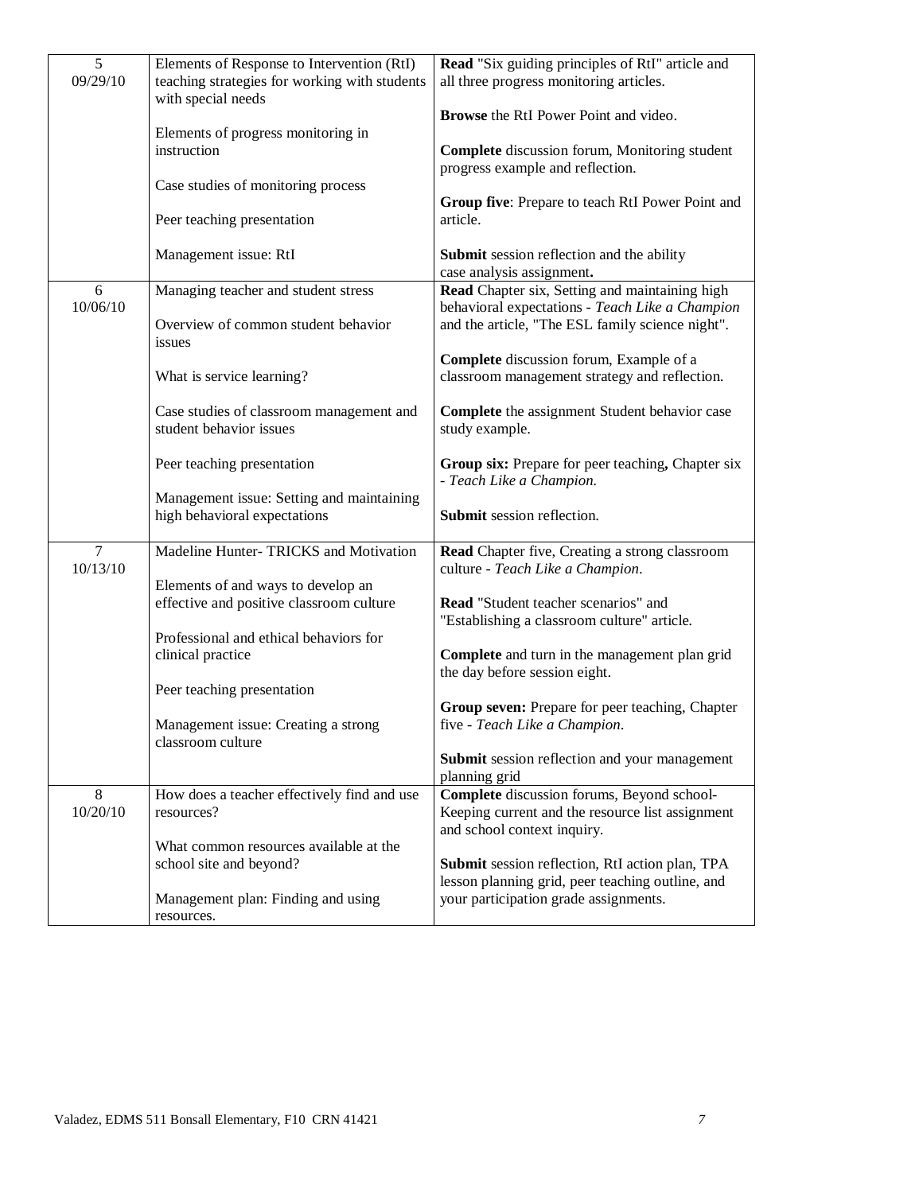| | | |
|---|---|---|
| 5<br>09/29/10 | Elements of Response to Intervention (RtI) teaching strategies for working with students with special needs<br><br>Elements of progress monitoring in instruction<br><br>Case studies of monitoring process<br><br>Peer teaching presentation<br><br>Management issue: RtI | **Read** "Six guiding principles of RtI" article and all three progress monitoring articles.<br><br>**Browse** the RtI Power Point and video.<br><br>**Complete** discussion forum, Monitoring student progress example and reflection.<br><br>**Group five**: Prepare to teach RtI Power Point and article.<br><br>**Submit** session reflection and the ability case analysis assignment**.** |
| 6<br>10/06/10 | Managing teacher and student stress<br><br>Overview of common student behavior issues<br><br>What is service learning?<br><br>Case studies of classroom management and student behavior issues<br><br>Peer teaching presentation<br><br>Management issue: Setting and maintaining high behavioral expectations | **Read** Chapter six, Setting and maintaining high behavioral expectations - *Teach Like a Champion* and the article, "The ESL family science night".<br><br>**Complete** discussion forum, Example of a classroom management strategy and reflection.<br><br>**Complete** the assignment Student behavior case study example.<br><br>**Group six:** Prepare for peer teaching**,** Chapter six - *Teach Like a Champion.*<br><br>**Submit** session reflection. |
| 7<br>10/13/10 | Madeline Hunter- TRICKS and Motivation<br><br>Elements of and ways to develop an effective and positive classroom culture<br><br>Professional and ethical behaviors for clinical practice<br><br>Peer teaching presentation<br><br>Management issue: Creating a strong classroom culture | **Read** Chapter five, Creating a strong classroom culture - *Teach Like a Champion*.<br><br>**Read** "Student teacher scenarios" and "Establishing a classroom culture" article.<br><br>**Complete** and turn in the management plan grid the day before session eight.<br><br>**Group seven:** Prepare for peer teaching, Chapter five - *Teach Like a Champion*.<br><br>**Submit** session reflection and your management planning grid |
| 8<br>10/20/10 | How does a teacher effectively find and use resources?<br><br>What common resources available at the school site and beyond?<br><br>Management plan: Finding and using resources. | **Complete** discussion forums, Beyond school- Keeping current and the resource list assignment and school context inquiry.<br><br>**Submit** session reflection, RtI action plan, TPA lesson planning grid, peer teaching outline, and your participation grade assignments. |